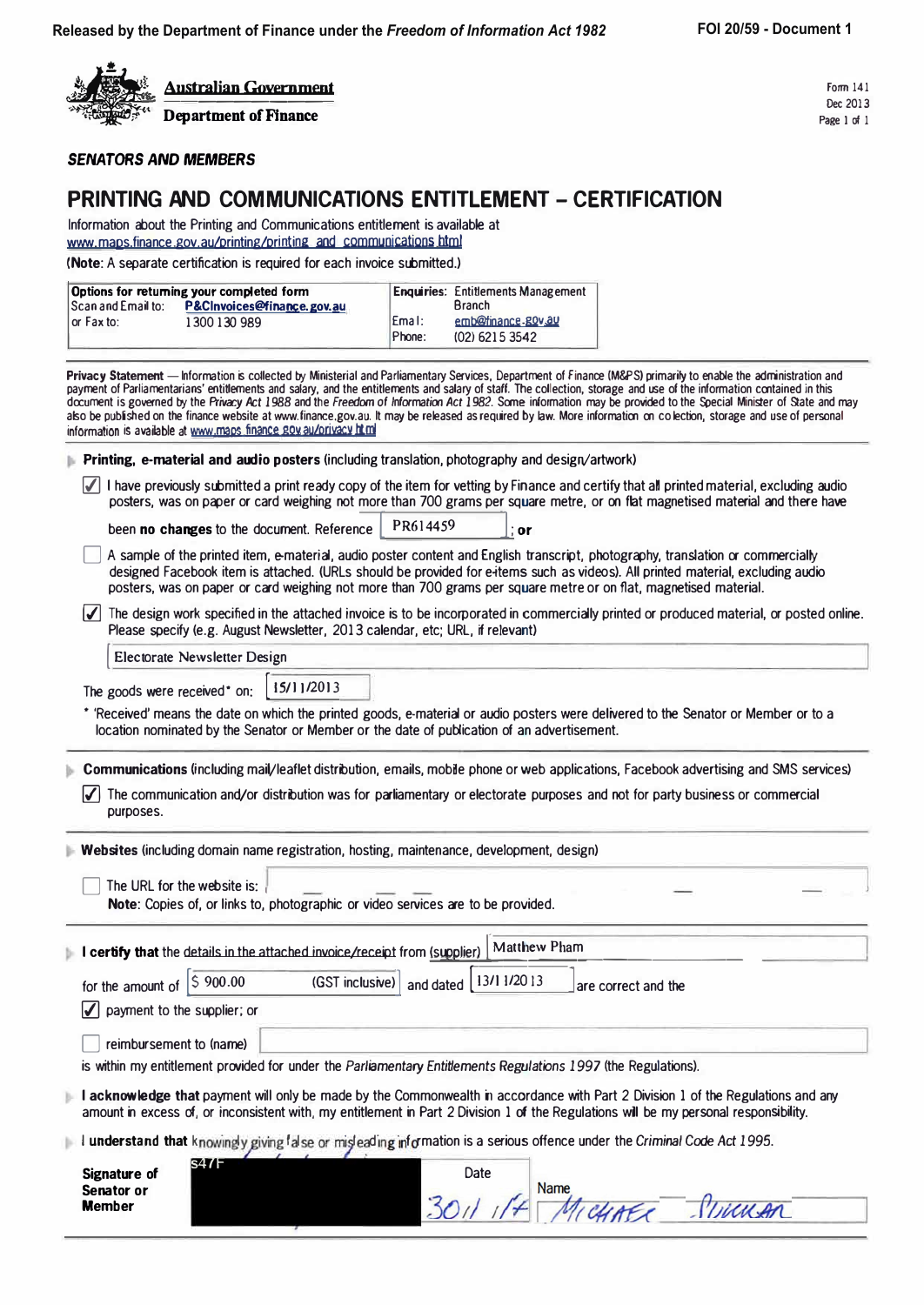Released by the Department of Finance under the *Freedom of Information Act 1982* — FOI 20/59 - Document 1

**Australian Government**
**Department of Finance**

Form 141
Dec 2013
Page 1 of 1

***SENATORS AND MEMBERS***

# PRINTING AND COMMUNICATIONS ENTITLEMENT – CERTIFICATION

Information about the Printing and Communications entitlement is available at www.maps.finance.gov.au/printing/printing_and_communications.html

**(Note**: A separate certification is required for each invoice submitted.)

| **Options for returning your completed form** | | **Enquiries:** | Entitlements Management Branch |
|---|---|---|---|
| Scan and Email to: | **P&CInvoices@finance.gov.au** | Email: | emb@finance.gov.au |
| or Fax to: | 1300 130 989 | Phone: | (02) 6215 3542 |

**Privacy Statement** — Information is collected by Ministerial and Parliamentary Services, Department of Finance (M&PS) primarily to enable the administration and payment of Parliamentarians' entitlements and salary, and the entitlements and salary of staff. The collection, storage and use of the information contained in this document is governed by the *Privacy Act 1988* and the *Freedom of Information Act 1982*. Some information may be provided to the Special Minister of State and may also be published on the finance website at www.finance.gov.au. It may be released as required by law. More information on collection, storage and use of personal information is available at www.maps.finance.gov.au/privacy.html

**Printing, e-material and audio posters** (including translation, photography and design/artwork)

- [x] I have previously submitted a print ready copy of the item for vetting by Finance and certify that all printed material, excluding audio posters, was on paper or card weighing not more than 700 grams per square metre, or on flat magnetised material and there have been **no changes** to the document. Reference: PR614459; **or**
- [ ] A sample of the printed item, e-material, audio poster content and English transcript, photography, translation or commercially designed Facebook item is attached. (URLs should be provided for e-items such as videos). All printed material, excluding audio posters, was on paper or card weighing not more than 700 grams per square metre or on flat, magnetised material.
- [x] The design work specified in the attached invoice is to be incorporated in commercially printed or produced material, or posted online. Please specify (e.g. August Newsletter, 2013 calendar, etc; URL, if relevant)

Electorate Newsletter Design

The goods were received* on: 15/11/2013

\* 'Received' means the date on which the printed goods, e-material or audio posters were delivered to the Senator or Member or to a location nominated by the Senator or Member or the date of publication of an advertisement.

**Communications** (including mail/leaflet distribution, emails, mobile phone or web applications, Facebook advertising and SMS services)

- [x] The communication and/or distribution was for parliamentary or electorate purposes and not for party business or commercial purposes.

**Websites** (including domain name registration, hosting, maintenance, development, design)

- [ ] The URL for the website is:

**Note**: Copies of, or links to, photographic or video services are to be provided.

**I certify that** the details in the attached invoice/receipt from (supplier) Matthew Pham for the amount of $ 900.00 (GST inclusive) and dated 13/11/2013 are correct and the

- [x] payment to the supplier; or
- [ ] reimbursement to (name)

is within my entitlement provided for under the *Parliamentary Entitlements Regulations 1997* (the Regulations).

**I acknowledge that** payment will only be made by the Commonwealth in accordance with Part 2 Division 1 of the Regulations and any amount in excess of, or inconsistent with, my entitlement in Part 2 Division 1 of the Regulations will be my personal responsibility.

**I understand that** knowingly giving false or misleading information is a serious offence under the *Criminal Code Act 1995*.

| **Signature of Senator or Member** | Date | Name |
|---|---|---|
| s47F [redacted] | 30/1/14 | MICHAEL SUKKAR |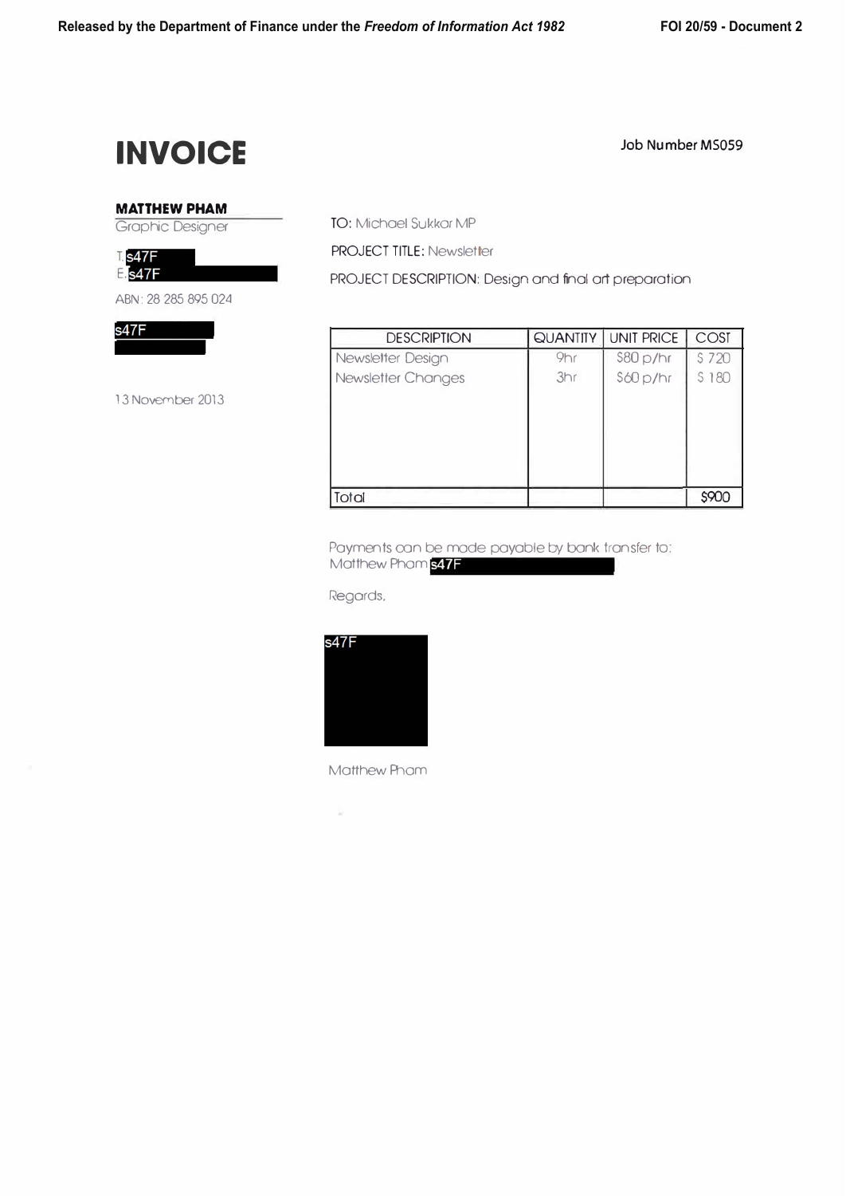# INVOICE

Job Number MS059

**MATTHEW PHAM**
Graphic Designer

T: s47F
E: s47F

ABN: 28 285 895 024

s47F

13 November 2013

TO: Michael Sukkar MP

PROJECT TITLE: Newsletter

PROJECT DESCRIPTION: Design and final art preparation

| DESCRIPTION | QUANTITY | UNIT PRICE | COST |
|---|---|---|---|
| Newsletter Design | 9hr | $80 p/hr | $ 720 |
| Newsletter Changes | 3hr | $60 p/hr | $ 180 |
| Total | | | $900 |

Payments can be made payable by bank transfer to:
Matthew Pham s47F

Regards,

s47F

Matthew Pham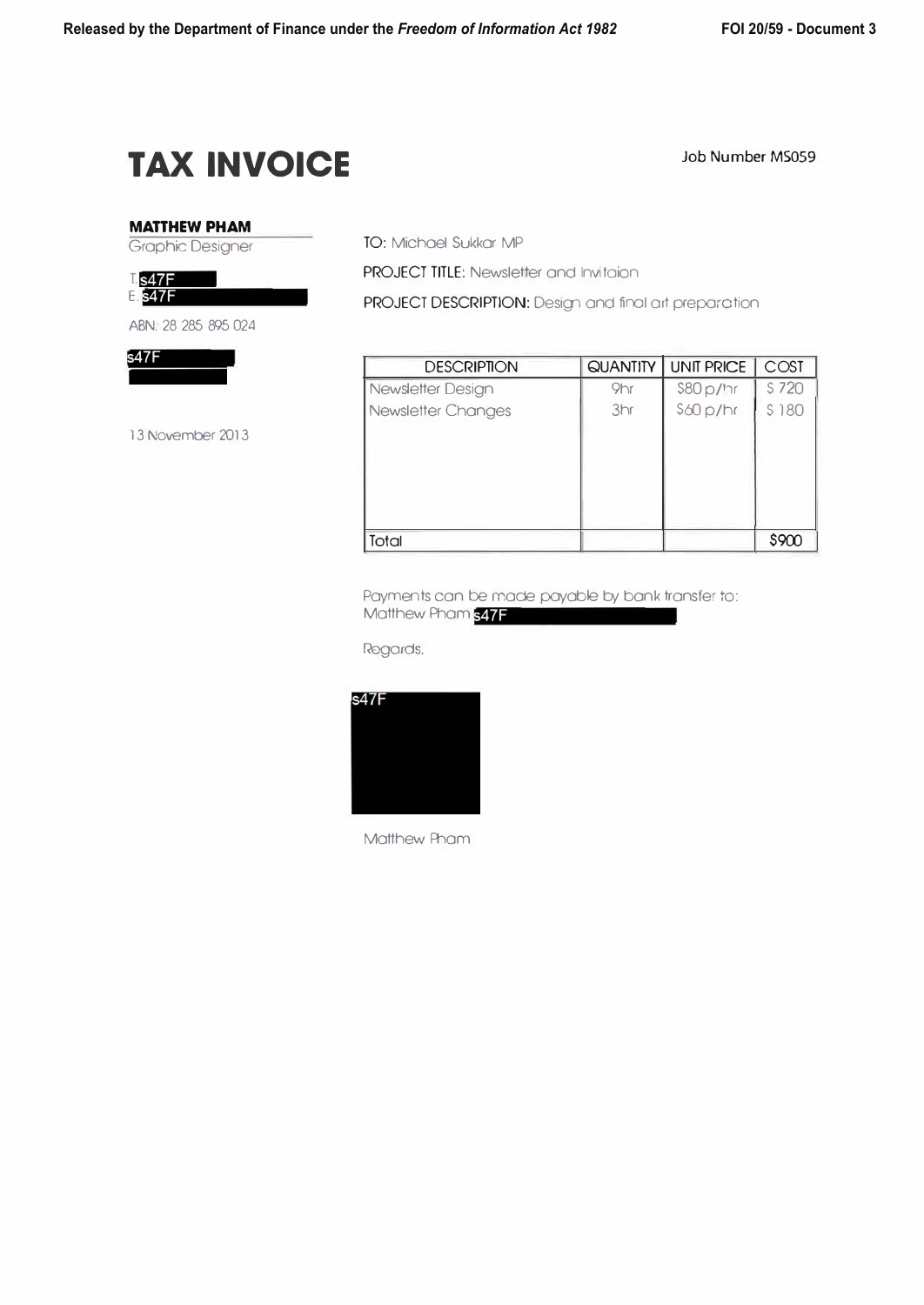# TAX INVOICE

Job Number MS059

**MATTHEW PHAM**
Graphic Designer

T s47F
E s47F

ABN: 28 285 895 024

s47F

13 November 2013

**TO:** Michael Sukkar MP

**PROJECT TITLE:** Newsletter and Invitaion

**PROJECT DESCRIPTION:** Design and final art preparation

| DESCRIPTION | QUANTITY | UNIT PRICE | COST |
|---|---|---|---|
| Newsletter Design | 9hr | $80 p/hr | $ 720 |
| Newsletter Changes | 3hr | $60 p/hr | $ 180 |
| Total | | | $900 |

Payments can be made payable by bank transfer to:
Matthew Pham s47F

Regards,

s47F

Matthew Pham